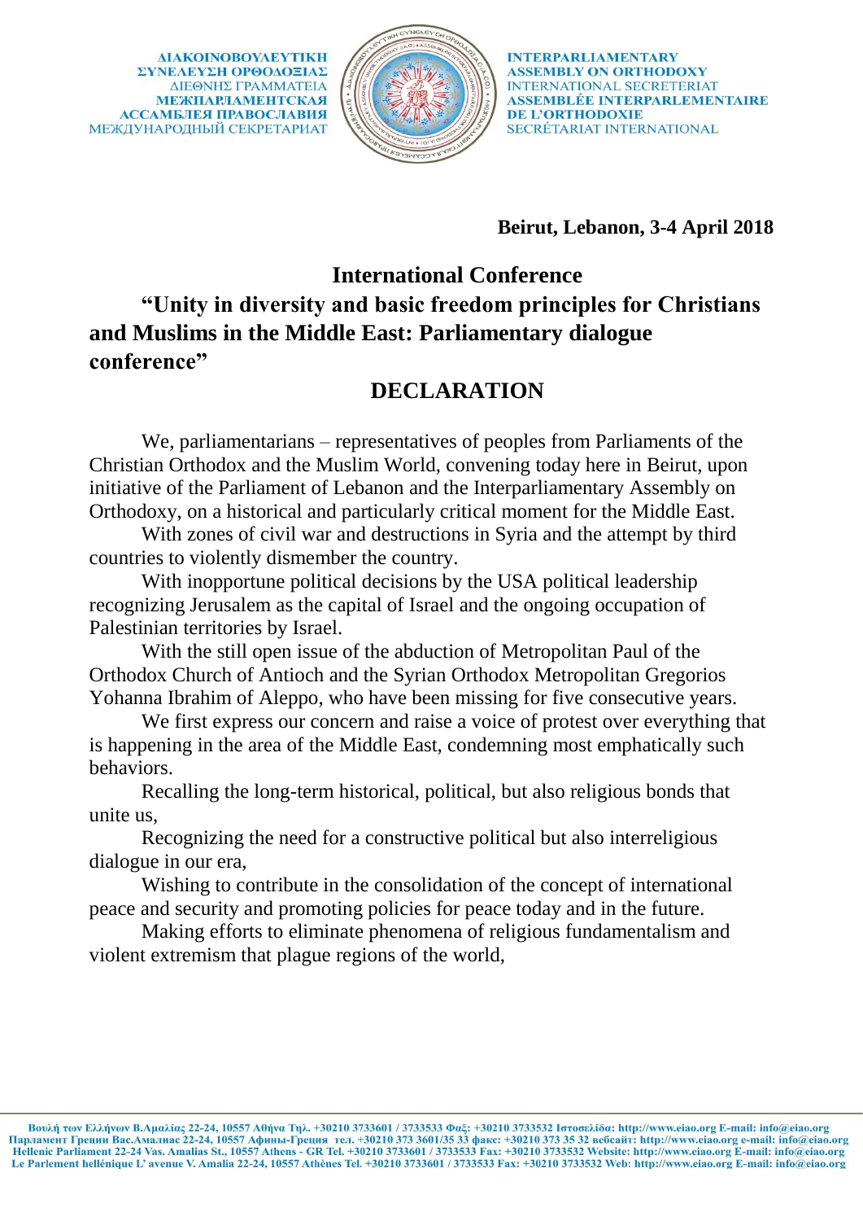**ΔΙΑΚΟΙΝΟΒΟΥΛΕΥΤΙΚΗ ΣΥΝΕΛΕΥΣΗ ΟΡΘΟΔΟΞΙΑΣ**
ΔΙΕΘΝΗΣ ΓΡΑΜΜΑΤΕΙΑ
**МЕЖПАРЛАМЕНТСКАЯ АССАМБЛЕЯ ПРАВОСЛАВИЯ**
МЕЖДУНАРОДНЫЙ СЕКРЕТАРИАТ

**INTERPARLIAMENTARY ASSEMBLY ON ORTHODOXY**
INTERNATIONAL SECRETERIAT
**ASSEMBLÉE INTERPARLEMENTAIRE DE L'ORTHODOXIE**
SECRÉTARIAT INTERNATIONAL

**Beirut, Lebanon, 3-4 April 2018**

# International Conference

## "Unity in diversity and basic freedom principles for Christians and Muslims in the Middle East: Parliamentary dialogue conference"

## DECLARATION

We, parliamentarians – representatives of peoples from Parliaments of the Christian Orthodox and the Muslim World, convening today here in Beirut, upon initiative of the Parliament of Lebanon and the Interparliamentary Assembly on Orthodoxy, on a historical and particularly critical moment for the Middle East.

With zones of civil war and destructions in Syria and the attempt by third countries to violently dismember the country.

With inopportune political decisions by the USA political leadership recognizing Jerusalem as the capital of Israel and the ongoing occupation of Palestinian territories by Israel.

With the still open issue of the abduction of Metropolitan Paul of the Orthodox Church of Antioch and the Syrian Orthodox Metropolitan Gregorios Yohanna Ibrahim of Aleppo, who have been missing for five consecutive years.

We first express our concern and raise a voice of protest over everything that is happening in the area of the Middle East, condemning most emphatically such behaviors.

Recalling the long-term historical, political, but also religious bonds that unite us,

Recognizing the need for a constructive political but also interreligious dialogue in our era,

Wishing to contribute in the consolidation of the concept of international peace and security and promoting policies for peace today and in the future.

Making efforts to eliminate phenomena of religious fundamentalism and violent extremism that plague regions of the world,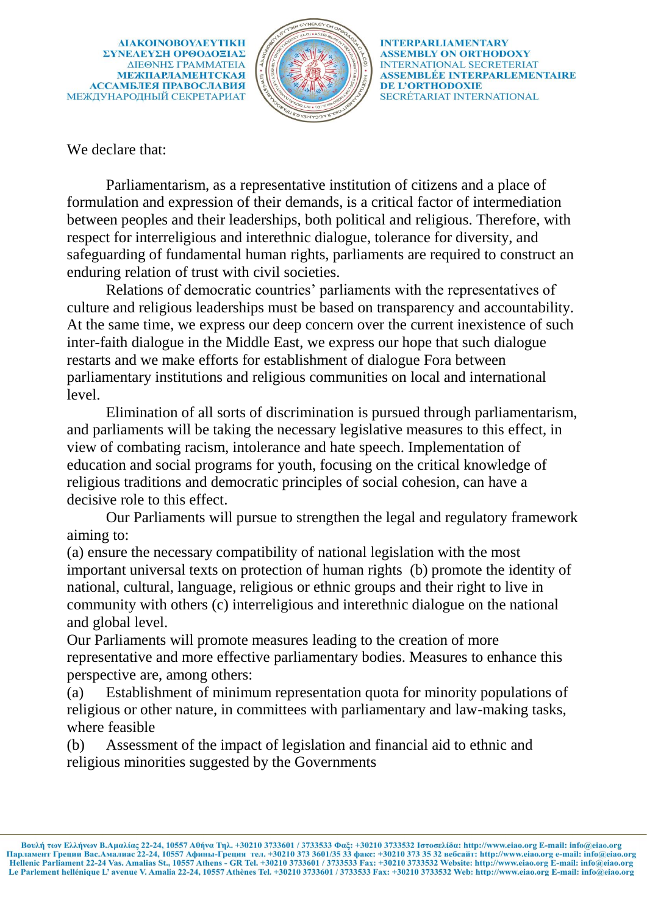We declare that:

Parliamentarism, as a representative institution of citizens and a place of formulation and expression of their demands, is a critical factor of intermediation between peoples and their leaderships, both political and religious. Therefore, with respect for interreligious and interethnic dialogue, tolerance for diversity, and safeguarding of fundamental human rights, parliaments are required to construct an enduring relation of trust with civil societies.

Relations of democratic countries' parliaments with the representatives of culture and religious leaderships must be based on transparency and accountability. At the same time, we express our deep concern over the current inexistence of such inter-faith dialogue in the Middle East, we express our hope that such dialogue restarts and we make efforts for establishment of dialogue Fora between parliamentary institutions and religious communities on local and international level.

Elimination of all sorts of discrimination is pursued through parliamentarism, and parliaments will be taking the necessary legislative measures to this effect, in view of combating racism, intolerance and hate speech. Implementation of education and social programs for youth, focusing on the critical knowledge of religious traditions and democratic principles of social cohesion, can have a decisive role to this effect.

Our Parliaments will pursue to strengthen the legal and regulatory framework aiming to:

(a) ensure the necessary compatibility of national legislation with the most important universal texts on protection of human rights (b) promote the identity of national, cultural, language, religious or ethnic groups and their right to live in community with others (c) interreligious and interethnic dialogue on the national and global level.

Our Parliaments will promote measures leading to the creation of more representative and more effective parliamentary bodies. Measures to enhance this perspective are, among others:

(a) Establishment of minimum representation quota for minority populations of religious or other nature, in committees with parliamentary and law-making tasks, where feasible

(b) Assessment of the impact of legislation and financial aid to ethnic and religious minorities suggested by the Governments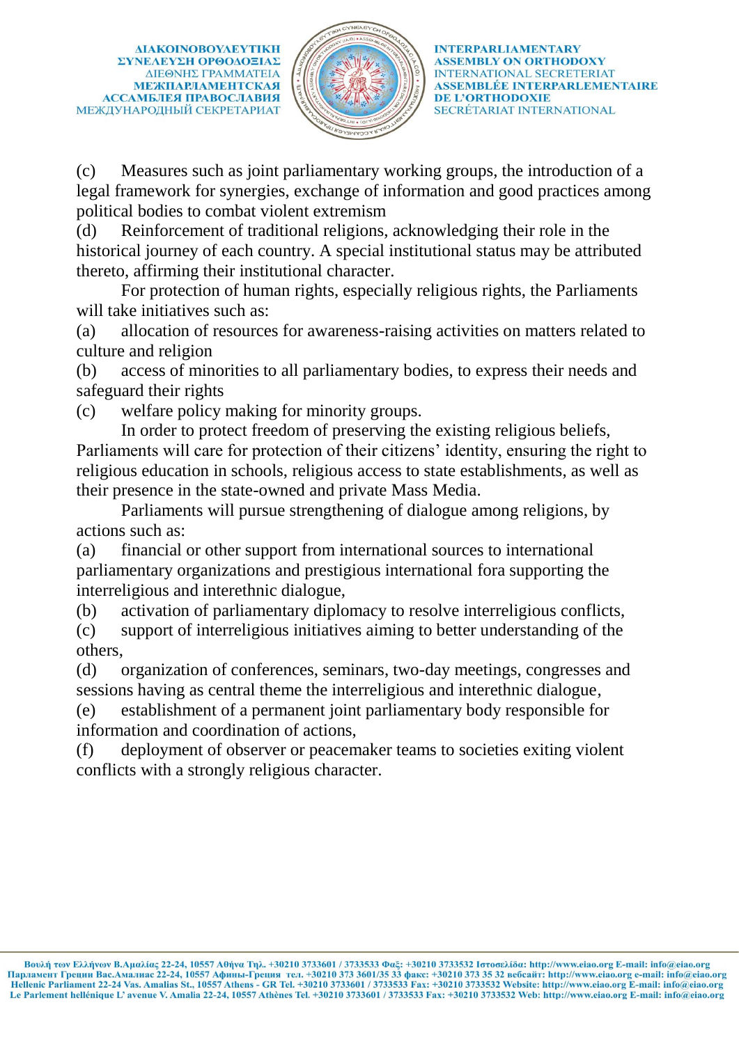(c) Measures such as joint parliamentary working groups, the introduction of a legal framework for synergies, exchange of information and good practices among political bodies to combat violent extremism

(d) Reinforcement of traditional religions, acknowledging their role in the historical journey of each country. A special institutional status may be attributed thereto, affirming their institutional character.

For protection of human rights, especially religious rights, the Parliaments will take initiatives such as:

(a) allocation of resources for awareness-raising activities on matters related to culture and religion

(b) access of minorities to all parliamentary bodies, to express their needs and safeguard their rights

(c) welfare policy making for minority groups.

In order to protect freedom of preserving the existing religious beliefs, Parliaments will care for protection of their citizens' identity, ensuring the right to religious education in schools, religious access to state establishments, as well as their presence in the state-owned and private Mass Media.

Parliaments will pursue strengthening of dialogue among religions, by actions such as:

(a) financial or other support from international sources to international parliamentary organizations and prestigious international fora supporting the interreligious and interethnic dialogue,

(b) activation of parliamentary diplomacy to resolve interreligious conflicts,

(c) support of interreligious initiatives aiming to better understanding of the others,

(d) organization of conferences, seminars, two-day meetings, congresses and sessions having as central theme the interreligious and interethnic dialogue,

(e) establishment of a permanent joint parliamentary body responsible for information and coordination of actions,

(f) deployment of observer or peacemaker teams to societies exiting violent conflicts with a strongly religious character.